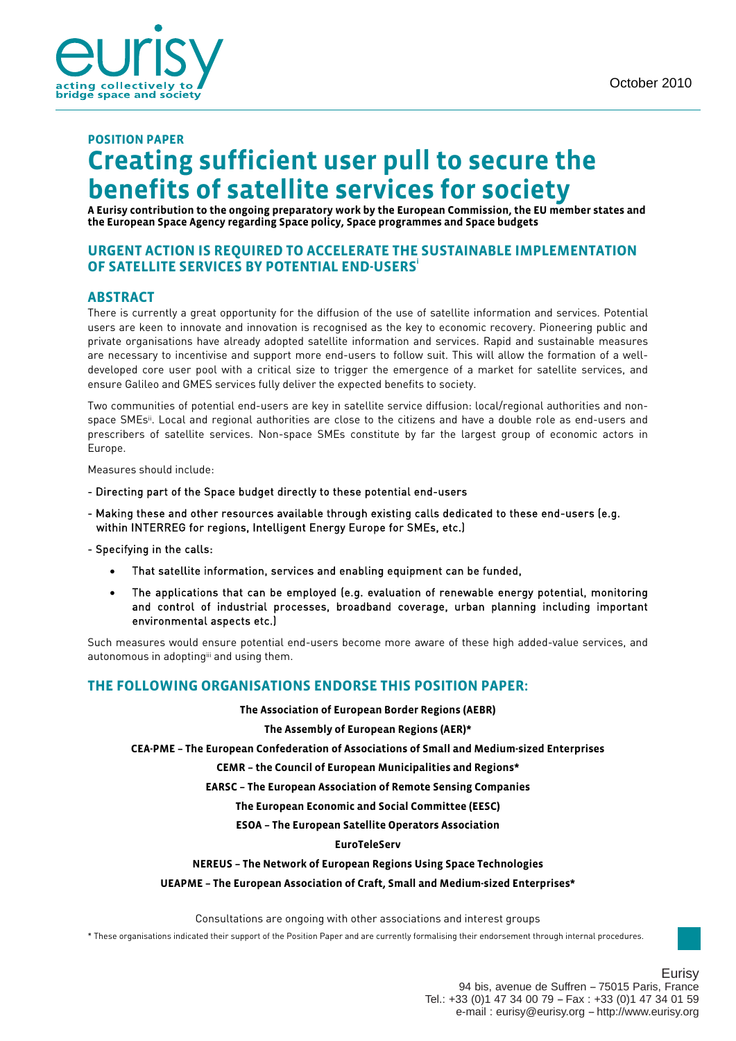eurisy

acting collectively to bridge space and society

October 2010

**POSITION PAPER**

# Creating sufficient user pull to secure the benefits of satellite services for society

**A Eurisy contribution to the ongoing preparatory work by the European Commission, the EU member states and the European Space Agency regarding Space policy, Space programmes and Space budgets**

## URGENT ACTION IS REQUIRED TO ACCELERATE THE SUSTAINABLE IMPLEMENTATION OF SATELLITE SERVICES BY POTENTIAL END-USERS[i]

## ABSTRACT

There is currently a great opportunity for the diffusion of the use of satellite information and services. Potential users are keen to innovate and innovation is recognised as the key to economic recovery. Pioneering public and private organisations have already adopted satellite information and services. Rapid and sustainable measures are necessary to incentivise and support more end-users to follow suit. This will allow the formation of a well-developed core user pool with a critical size to trigger the emergence of a market for satellite services, and ensure Galileo and GMES services fully deliver the expected benefits to society.

Two communities of potential end-users are key in satellite service diffusion: local/regional authorities and non-space SMEs[ii]. Local and regional authorities are close to the citizens and have a double role as end-users and prescribers of satellite services. Non-space SMEs constitute by far the largest group of economic actors in Europe.

Measures should include:

- Directing part of the Space budget directly to these potential end-users
- Making these and other resources available through existing calls dedicated to these end-users (e.g. within INTERREG for regions, Intelligent Energy Europe for SMEs, etc.)
- Specifying in the calls:
  - That satellite information, services and enabling equipment can be funded,
  - The applications that can be employed (e.g. evaluation of renewable energy potential, monitoring and control of industrial processes, broadband coverage, urban planning including important environmental aspects etc.)

Such measures would ensure potential end-users become more aware of these high added-value services, and autonomous in adopting[iii] and using them.

## THE FOLLOWING ORGANISATIONS ENDORSE THIS POSITION PAPER:

**The Association of European Border Regions (AEBR)**

**The Assembly of European Regions (AER)***

**CEA-PME – The European Confederation of Associations of Small and Medium-sized Enterprises**

**CEMR – the Council of European Municipalities and Regions***

**EARSC – The European Association of Remote Sensing Companies**

**The European Economic and Social Committee (EESC)**

**ESOA – The European Satellite Operators Association**

**EuroTeleServ**

**NEREUS – The Network of European Regions Using Space Technologies**

**UEAPME – The European Association of Craft, Small and Medium-sized Enterprises***

Consultations are ongoing with other associations and interest groups

\* These organisations indicated their support of the Position Paper and are currently formalising their endorsement through internal procedures.

Eurisy
94 bis, avenue de Suffren – 75015 Paris, France
Tel.: +33 (0)1 47 34 00 79 – Fax : +33 (0)1 47 34 01 59
e-mail : eurisy@eurisy.org – http://www.eurisy.org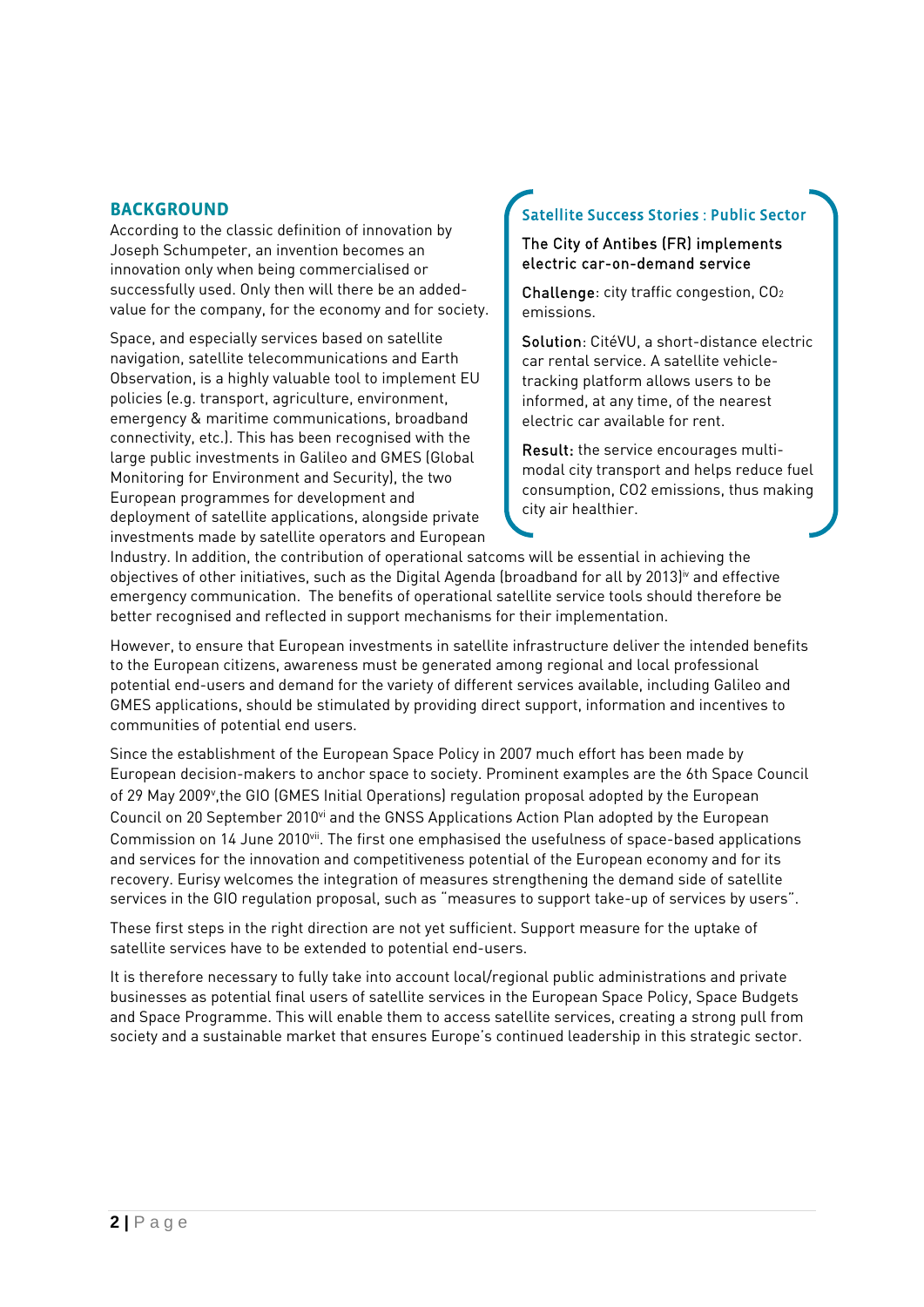## BACKGROUND

According to the classic definition of innovation by Joseph Schumpeter, an invention becomes an innovation only when being commercialised or successfully used. Only then will there be an added-value for the company, for the economy and for society.

Space, and especially services based on satellite navigation, satellite telecommunications and Earth Observation, is a highly valuable tool to implement EU policies (e.g. transport, agriculture, environment, emergency & maritime communications, broadband connectivity, etc.). This has been recognised with the large public investments in Galileo and GMES (Global Monitoring for Environment and Security), the two European programmes for development and deployment of satellite applications, alongside private investments made by satellite operators and European Industry. In addition, the contribution of operational satcoms will be essential in achieving the objectives of other initiatives, such as the Digital Agenda (broadband for all by 2013)[iv] and effective emergency communication. The benefits of operational satellite service tools should therefore be better recognised and reflected in support mechanisms for their implementation.

> **Satellite Success Stories : Public Sector**
>
> **The City of Antibes (FR) implements electric car-on-demand service**
>
> **Challenge**: city traffic congestion, $CO_2$ emissions.
>
> **Solution**: CitéVU, a short-distance electric car rental service. A satellite vehicle-tracking platform allows users to be informed, at any time, of the nearest electric car available for rent.
>
> **Result:** the service encourages multi-modal city transport and helps reduce fuel consumption, CO2 emissions, thus making city air healthier.

However, to ensure that European investments in satellite infrastructure deliver the intended benefits to the European citizens, awareness must be generated among regional and local professional potential end-users and demand for the variety of different services available, including Galileo and GMES applications, should be stimulated by providing direct support, information and incentives to communities of potential end users.

Since the establishment of the European Space Policy in 2007 much effort has been made by European decision-makers to anchor space to society. Prominent examples are the 6th Space Council of 29 May 2009[v],the GIO (GMES Initial Operations) regulation proposal adopted by the European Council on 20 September 2010[vi] and the GNSS Applications Action Plan adopted by the European Commission on 14 June 2010[vii]. The first one emphasised the usefulness of space-based applications and services for the innovation and competitiveness potential of the European economy and for its recovery. Eurisy welcomes the integration of measures strengthening the demand side of satellite services in the GIO regulation proposal, such as "measures to support take-up of services by users".

These first steps in the right direction are not yet sufficient. Support measure for the uptake of satellite services have to be extended to potential end-users.

It is therefore necessary to fully take into account local/regional public administrations and private businesses as potential final users of satellite services in the European Space Policy, Space Budgets and Space Programme. This will enable them to access satellite services, creating a strong pull from society and a sustainable market that ensures Europe's continued leadership in this strategic sector.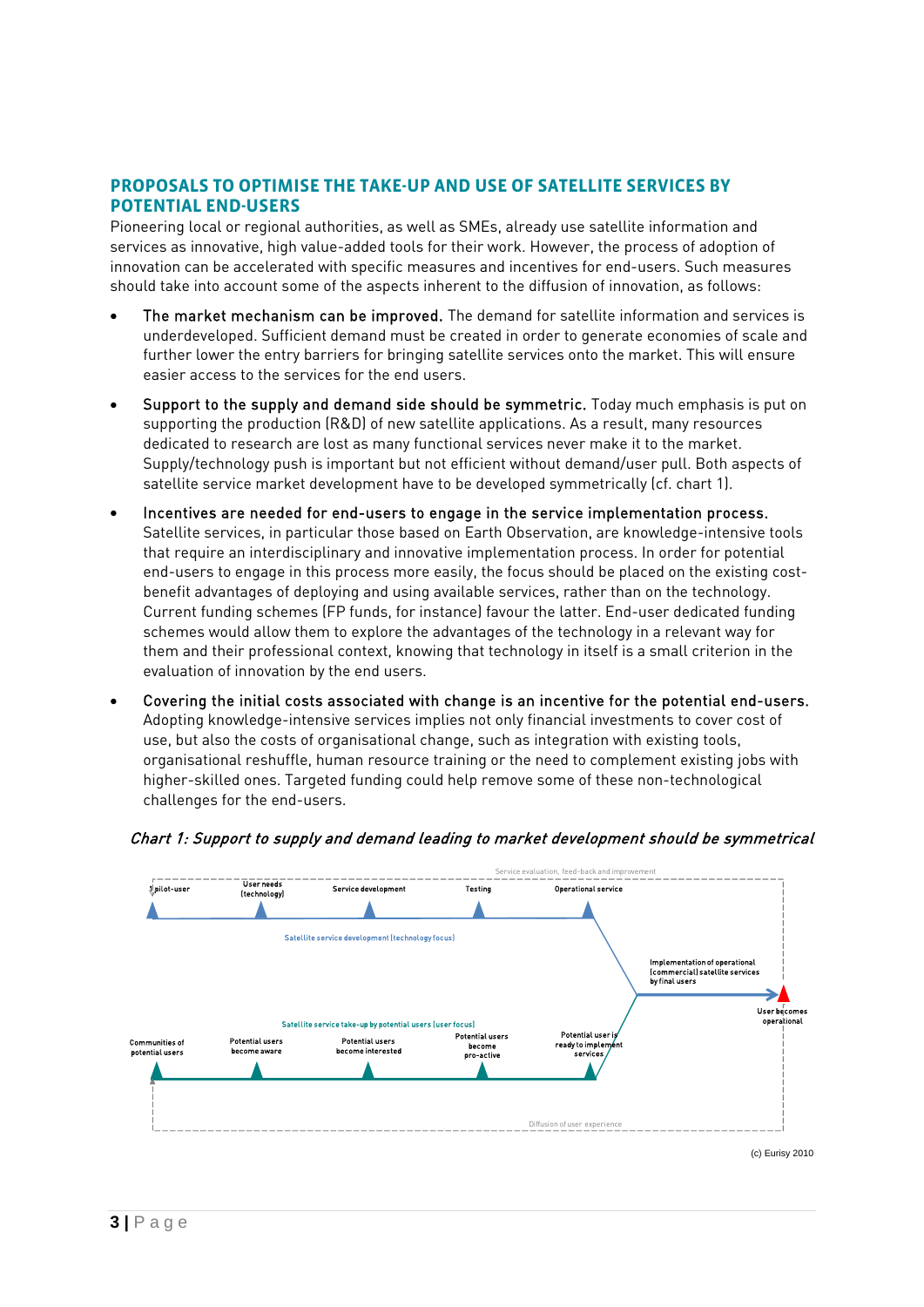## PROPOSALS TO OPTIMISE THE TAKE-UP AND USE OF SATELLITE SERVICES BY POTENTIAL END-USERS

Pioneering local or regional authorities, as well as SMEs, already use satellite information and services as innovative, high value-added tools for their work. However, the process of adoption of innovation can be accelerated with specific measures and incentives for end-users. Such measures should take into account some of the aspects inherent to the diffusion of innovation, as follows:

- **The market mechanism can be improved.** The demand for satellite information and services is underdeveloped. Sufficient demand must be created in order to generate economies of scale and further lower the entry barriers for bringing satellite services onto the market. This will ensure easier access to the services for the end users.
- **Support to the supply and demand side should be symmetric.** Today much emphasis is put on supporting the production (R&D) of new satellite applications. As a result, many resources dedicated to research are lost as many functional services never make it to the market. Supply/technology push is important but not efficient without demand/user pull. Both aspects of satellite service market development have to be developed symmetrically (cf. chart 1).
- **Incentives are needed for end-users to engage in the service implementation process.** Satellite services, in particular those based on Earth Observation, are knowledge-intensive tools that require an interdisciplinary and innovative implementation process. In order for potential end-users to engage in this process more easily, the focus should be placed on the existing cost-benefit advantages of deploying and using available services, rather than on the technology. Current funding schemes (FP funds, for instance) favour the latter. End-user dedicated funding schemes would allow them to explore the advantages of the technology in a relevant way for them and their professional context, knowing that technology in itself is a small criterion in the evaluation of innovation by the end users.
- **Covering the initial costs associated with change is an incentive for the potential end-users.** Adopting knowledge-intensive services implies not only financial investments to cover cost of use, but also the costs of organisational change, such as integration with existing tools, organisational reshuffle, human resource training or the need to complement existing jobs with higher-skilled ones. Targeted funding could help remove some of these non-technological challenges for the end-users.

*Chart 1: Support to supply and demand leading to market development should be symmetrical*

Service evaluation, feed-back and improvement

Satellite service development (technology focus): 1 pilot-user → User needs (technology) → Service development → Testing → Operational service

Satellite service take-up by potential users (user focus): Communities of potential users → Potential users become aware → Potential users become interested → Potential users become pro-active → Potential user is ready to implement services

Implementation of operational (commercial) satellite services by final users → User becomes operational

Diffusion of user experience

(c) Eurisy 2010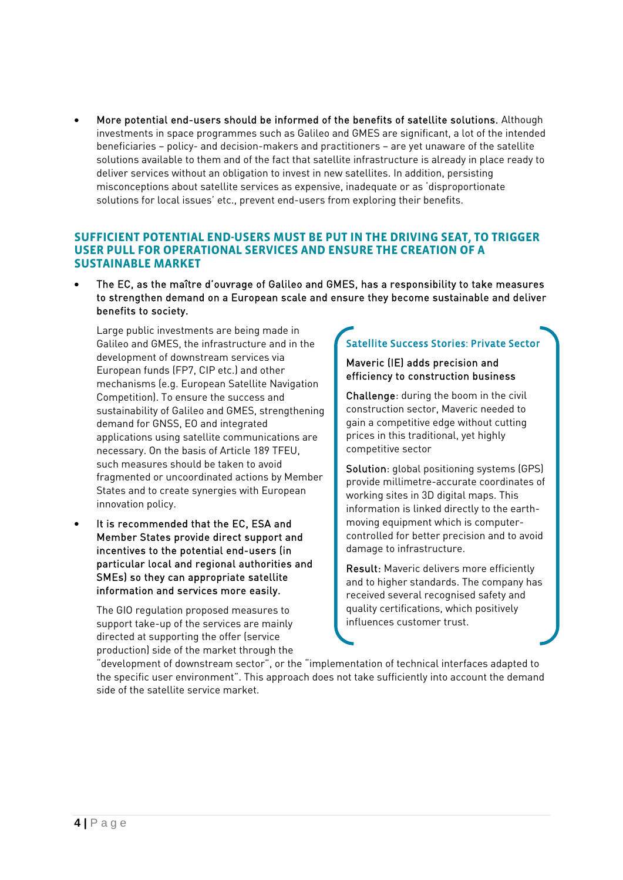- **More potential end-users should be informed of the benefits of satellite solutions.** Although investments in space programmes such as Galileo and GMES are significant, a lot of the intended beneficiaries – policy- and decision-makers and practitioners – are yet unaware of the satellite solutions available to them and of the fact that satellite infrastructure is already in place ready to deliver services without an obligation to invest in new satellites. In addition, persisting misconceptions about satellite services as expensive, inadequate or as 'disproportionate solutions for local issues' etc., prevent end-users from exploring their benefits.

## SUFFICIENT POTENTIAL END-USERS MUST BE PUT IN THE DRIVING SEAT, TO TRIGGER USER PULL FOR OPERATIONAL SERVICES AND ENSURE THE CREATION OF A SUSTAINABLE MARKET

- **The EC, as the maître d'ouvrage of Galileo and GMES, has a responsibility to take measures to strengthen demand on a European scale and ensure they become sustainable and deliver benefits to society.**

  Large public investments are being made in Galileo and GMES, the infrastructure and in the development of downstream services via European funds (FP7, CIP etc.) and other mechanisms (e.g. European Satellite Navigation Competition). To ensure the success and sustainability of Galileo and GMES, strengthening demand for GNSS, EO and integrated applications using satellite communications are necessary. On the basis of Article 189 TFEU, such measures should be taken to avoid fragmented or uncoordinated actions by Member States and to create synergies with European innovation policy.

- **It is recommended that the EC, ESA and Member States provide direct support and incentives to the potential end-users (in particular local and regional authorities and SMEs) so they can appropriate satellite information and services more easily.**

  The GIO regulation proposed measures to support take-up of the services are mainly directed at supporting the offer (service production) side of the market through the "development of downstream sector", or the "implementation of technical interfaces adapted to the specific user environment". This approach does not take sufficiently into account the demand side of the satellite service market.

### Satellite Success Stories: Private Sector

**Maveric (IE) adds precision and efficiency to construction business**

**Challenge**: during the boom in the civil construction sector, Maveric needed to gain a competitive edge without cutting prices in this traditional, yet highly competitive sector

**Solution**: global positioning systems (GPS) provide millimetre-accurate coordinates of working sites in 3D digital maps. This information is linked directly to the earth-moving equipment which is computer-controlled for better precision and to avoid damage to infrastructure.

**Result:** Maveric delivers more efficiently and to higher standards. The company has received several recognised safety and quality certifications, which positively influences customer trust.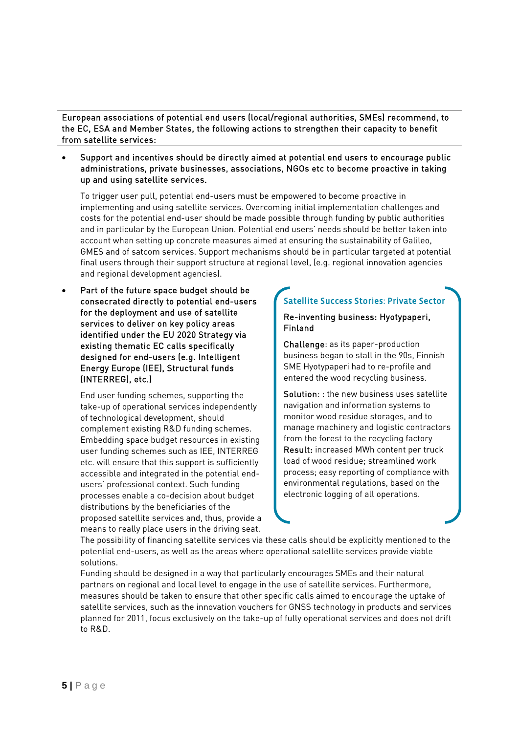**European associations of potential end users (local/regional authorities, SMEs) recommend, to the EC, ESA and Member States, the following actions to strengthen their capacity to benefit from satellite services:**

- **Support and incentives should be directly aimed at potential end users to encourage public administrations, private businesses, associations, NGOs etc to become proactive in taking up and using satellite services.**

  To trigger user pull, potential end-users must be empowered to become proactive in implementing and using satellite services. Overcoming initial implementation challenges and costs for the potential end-user should be made possible through funding by public authorities and in particular by the European Union. Potential end users' needs should be better taken into account when setting up concrete measures aimed at ensuring the sustainability of Galileo, GMES and of satcom services. Support mechanisms should be in particular targeted at potential final users through their support structure at regional level, (e.g. regional innovation agencies and regional development agencies).

- **Part of the future space budget should be consecrated directly to potential end-users for the deployment and use of satellite services to deliver on key policy areas identified under the EU 2020 Strategy via existing thematic EC calls specifically designed for end-users (e.g. Intelligent Energy Europe (IEE), Structural funds (INTERREG), etc.)**

  End user funding schemes, supporting the take-up of operational services independently of technological development, should complement existing R&D funding schemes. Embedding space budget resources in existing user funding schemes such as IEE, INTERREG etc. will ensure that this support is sufficiently accessible and integrated in the potential end-users' professional context. Such funding processes enable a co-decision about budget distributions by the beneficiaries of the proposed satellite services and, thus, provide a means to really place users in the driving seat.
  The possibility of financing satellite services via these calls should be explicitly mentioned to the potential end-users, as well as the areas where operational satellite services provide viable solutions.
  Funding should be designed in a way that particularly encourages SMEs and their natural partners on regional and local level to engage in the use of satellite services. Furthermore, measures should be taken to ensure that other specific calls aimed to encourage the uptake of satellite services, such as the innovation vouchers for GNSS technology in products and services planned for 2011, focus exclusively on the take-up of fully operational services and does not drift to R&D.

> **Satellite Success Stories: Private Sector**
>
> **Re-inventing business: Hyotypaperi, Finland**
>
> **Challenge**: as its paper-production business began to stall in the 90s, Finnish SME Hyotypaperi had to re-profile and entered the wood recycling business.
>
> **Solution**: : the new business uses satellite navigation and information systems to monitor wood residue storages, and to manage machinery and logistic contractors from the forest to the recycling factory
> **Result:** increased MWh content per truck load of wood residue; streamlined work process; easy reporting of compliance with environmental regulations, based on the electronic logging of all operations.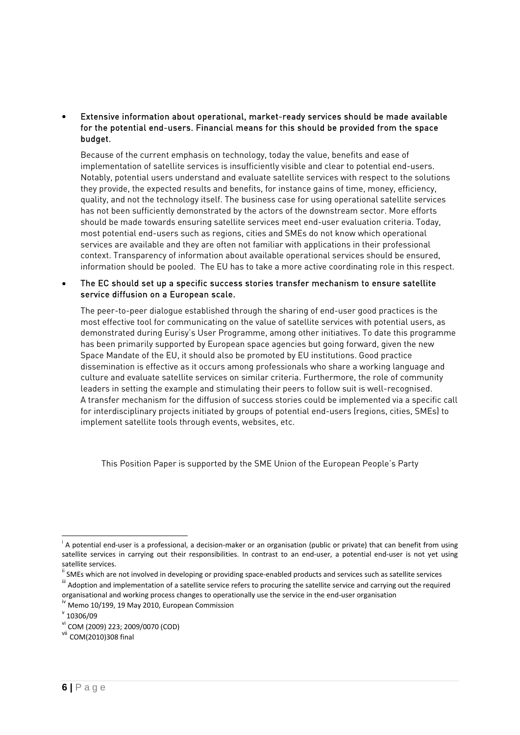- **Extensive information about operational, market-ready services should be made available for the potential end-users. Financial means for this should be provided from the space budget.**

  Because of the current emphasis on technology, today the value, benefits and ease of implementation of satellite services is insufficiently visible and clear to potential end-users. Notably, potential users understand and evaluate satellite services with respect to the solutions they provide, the expected results and benefits, for instance gains of time, money, efficiency, quality, and not the technology itself. The business case for using operational satellite services has not been sufficiently demonstrated by the actors of the downstream sector. More efforts should be made towards ensuring satellite services meet end-user evaluation criteria. Today, most potential end-users such as regions, cities and SMEs do not know which operational services are available and they are often not familiar with applications in their professional context. Transparency of information about available operational services should be ensured, information should be pooled. The EU has to take a more active coordinating role in this respect.

- **The EC should set up a specific success stories transfer mechanism to ensure satellite service diffusion on a European scale.**

  The peer-to-peer dialogue established through the sharing of end-user good practices is the most effective tool for communicating on the value of satellite services with potential users, as demonstrated during Eurisy's User Programme, among other initiatives. To date this programme has been primarily supported by European space agencies but going forward, given the new Space Mandate of the EU, it should also be promoted by EU institutions. Good practice dissemination is effective as it occurs among professionals who share a working language and culture and evaluate satellite services on similar criteria. Furthermore, the role of community leaders in setting the example and stimulating their peers to follow suit is well-recognised. A transfer mechanism for the diffusion of success stories could be implemented via a specific call for interdisciplinary projects initiated by groups of potential end-users (regions, cities, SMEs) to implement satellite tools through events, websites, etc.

This Position Paper is supported by the SME Union of the European People's Party

---

[i] A potential end-user is a professional, a decision-maker or an organisation (public or private) that can benefit from using satellite services in carrying out their responsibilities. In contrast to an end-user, a potential end-user is not yet using satellite services.

[ii] SMEs which are not involved in developing or providing space-enabled products and services such as satellite services

[iii] Adoption and implementation of a satellite service refers to procuring the satellite service and carrying out the required organisational and working process changes to operationally use the service in the end-user organisation

[iv] Memo 10/199, 19 May 2010, European Commission

[v] 10306/09

[vi] COM (2009) 223; 2009/0070 (COD)

[vii] COM(2010)308 final